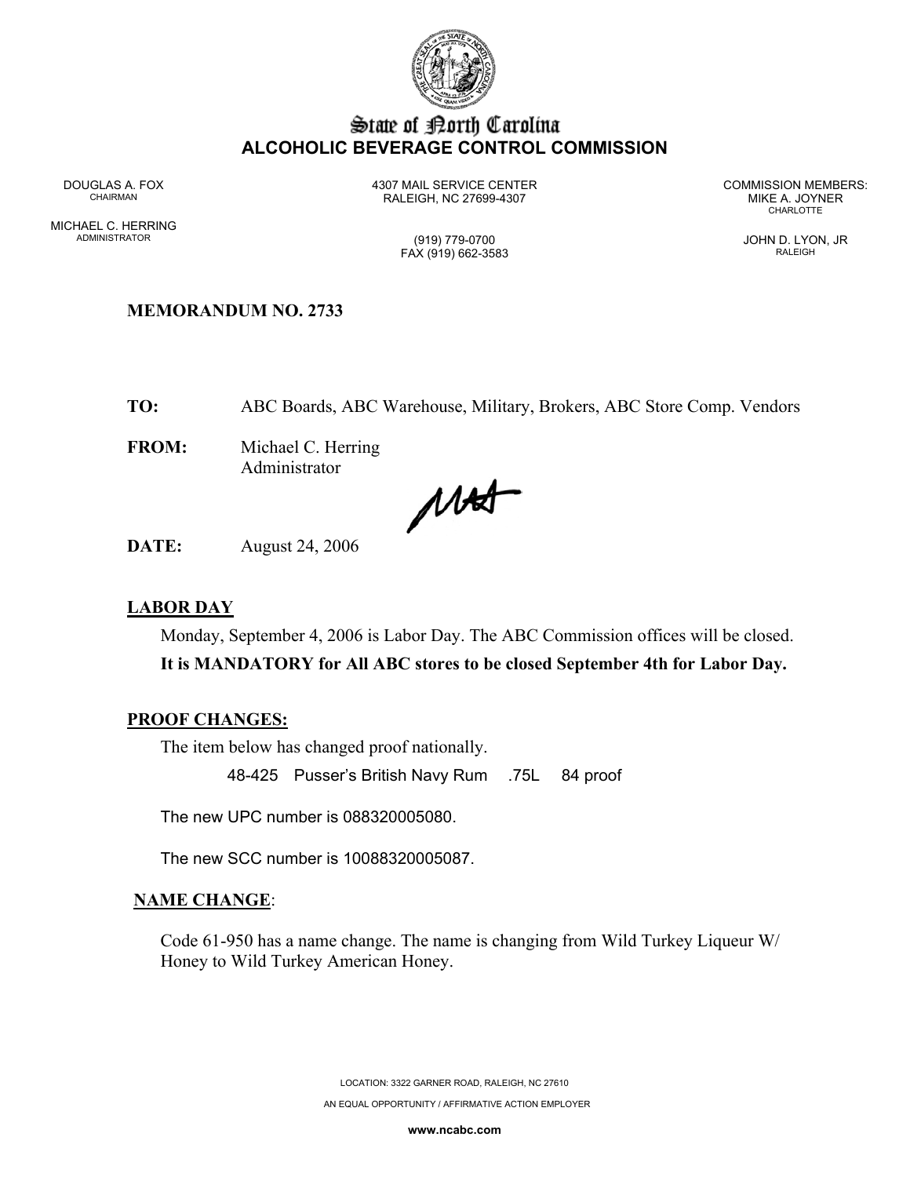# State of North Carolina
## ALCOHOLIC BEVERAGE CONTROL COMMISSION

DOUGLAS A. FOX
CHAIRMAN

MICHAEL C. HERRING
ADMINISTRATOR

4307 MAIL SERVICE CENTER
RALEIGH, NC 27699-4307

(919) 779-0700
FAX (919) 662-3583

COMMISSION MEMBERS:
MIKE A. JOYNER
CHARLOTTE

JOHN D. LYON, JR
RALEIGH

**MEMORANDUM NO. 2733**

**TO:** ABC Boards, ABC Warehouse, Military, Brokers, ABC Store Comp. Vendors

**FROM:** Michael C. Herring
Administrator

**DATE:** August 24, 2006

## LABOR DAY

Monday, September 4, 2006 is Labor Day. The ABC Commission offices will be closed.

**It is MANDATORY for All ABC stores to be closed September 4th for Labor Day.**

## PROOF CHANGES:

The item below has changed proof nationally.

48-425 Pusser's British Navy Rum .75L 84 proof

The new UPC number is 088320005080.

The new SCC number is 10088320005087.

## NAME CHANGE:

Code 61-950 has a name change. The name is changing from Wild Turkey Liqueur W/ Honey to Wild Turkey American Honey.

LOCATION: 3322 GARNER ROAD, RALEIGH, NC 27610

AN EQUAL OPPORTUNITY / AFFIRMATIVE ACTION EMPLOYER

www.ncabc.com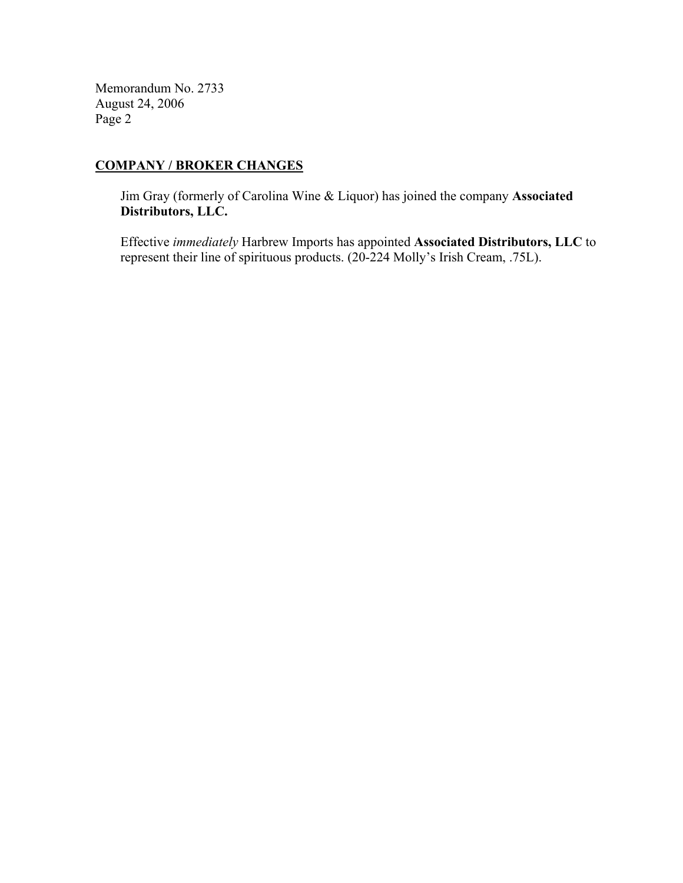## COMPANY / BROKER CHANGES

Jim Gray (formerly of Carolina Wine & Liquor) has joined the company **Associated Distributors, LLC.**

Effective *immediately* Harbrew Imports has appointed **Associated Distributors, LLC** to represent their line of spirituous products. (20-224 Molly's Irish Cream, .75L).